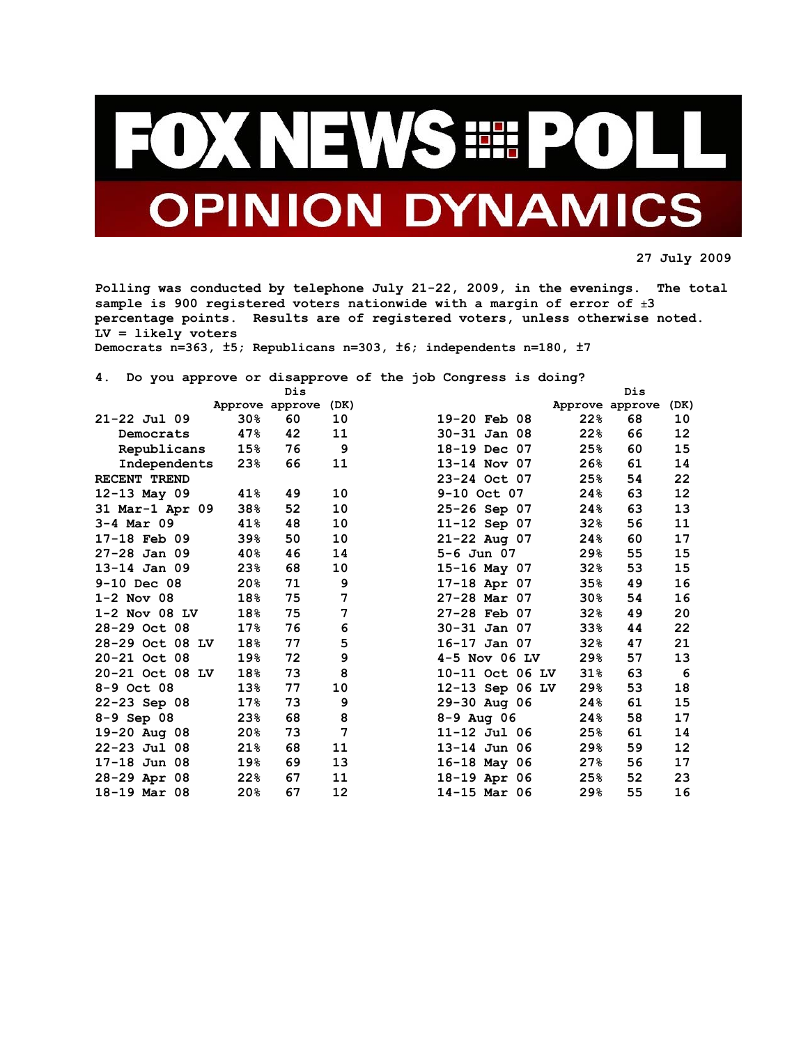# FOX NEWS POLL

## OPINION DYNAMICS

27 July 2009

Polling was conducted by telephone July 21-22, 2009, in the evenings. The total sample is 900 registered voters nationwide with a margin of error of ±3 percentage points. Results are of registered voters, unless otherwise noted.
LV = likely voters
Democrats n=363, ±5; Republicans n=303, ±6; independents n=180, ±7

4. Do you approve or disapprove of the job Congress is doing?

| | Approve | Disapprove | (DK) |
|---|---|---|---|
| 21-22 Jul 09 | 30% | 60 | 10 |
| Democrats | 47% | 42 | 11 |
| Republicans | 15% | 76 | 9 |
| Independents | 23% | 66 | 11 |
| RECENT TREND | | | |
| 12-13 May 09 | 41% | 49 | 10 |
| 31 Mar-1 Apr 09 | 38% | 52 | 10 |
| 3-4 Mar 09 | 41% | 48 | 10 |
| 17-18 Feb 09 | 39% | 50 | 10 |
| 27-28 Jan 09 | 40% | 46 | 14 |
| 13-14 Jan 09 | 23% | 68 | 10 |
| 9-10 Dec 08 | 20% | 71 | 9 |
| 1-2 Nov 08 | 18% | 75 | 7 |
| 1-2 Nov 08 LV | 18% | 75 | 7 |
| 28-29 Oct 08 | 17% | 76 | 6 |
| 28-29 Oct 08 LV | 18% | 77 | 5 |
| 20-21 Oct 08 | 19% | 72 | 9 |
| 20-21 Oct 08 LV | 18% | 73 | 8 |
| 8-9 Oct 08 | 13% | 77 | 10 |
| 22-23 Sep 08 | 17% | 73 | 9 |
| 8-9 Sep 08 | 23% | 68 | 8 |
| 19-20 Aug 08 | 20% | 73 | 7 |
| 22-23 Jul 08 | 21% | 68 | 11 |
| 17-18 Jun 08 | 19% | 69 | 13 |
| 28-29 Apr 08 | 22% | 67 | 11 |
| 18-19 Mar 08 | 20% | 67 | 12 |
| 19-20 Feb 08 | 22% | 68 | 10 |
| 30-31 Jan 08 | 22% | 66 | 12 |
| 18-19 Dec 07 | 25% | 60 | 15 |
| 13-14 Nov 07 | 26% | 61 | 14 |
| 23-24 Oct 07 | 25% | 54 | 22 |
| 9-10 Oct 07 | 24% | 63 | 12 |
| 25-26 Sep 07 | 24% | 63 | 13 |
| 11-12 Sep 07 | 32% | 56 | 11 |
| 21-22 Aug 07 | 24% | 60 | 17 |
| 5-6 Jun 07 | 29% | 55 | 15 |
| 15-16 May 07 | 32% | 53 | 15 |
| 17-18 Apr 07 | 35% | 49 | 16 |
| 27-28 Mar 07 | 30% | 54 | 16 |
| 27-28 Feb 07 | 32% | 49 | 20 |
| 30-31 Jan 07 | 33% | 44 | 22 |
| 16-17 Jan 07 | 32% | 47 | 21 |
| 4-5 Nov 06 LV | 29% | 57 | 13 |
| 10-11 Oct 06 LV | 31% | 63 | 6 |
| 12-13 Sep 06 LV | 29% | 53 | 18 |
| 29-30 Aug 06 | 24% | 61 | 15 |
| 8-9 Aug 06 | 24% | 58 | 17 |
| 11-12 Jul 06 | 25% | 61 | 14 |
| 13-14 Jun 06 | 29% | 59 | 12 |
| 16-18 May 06 | 27% | 56 | 17 |
| 18-19 Apr 06 | 25% | 52 | 23 |
| 14-15 Mar 06 | 29% | 55 | 16 |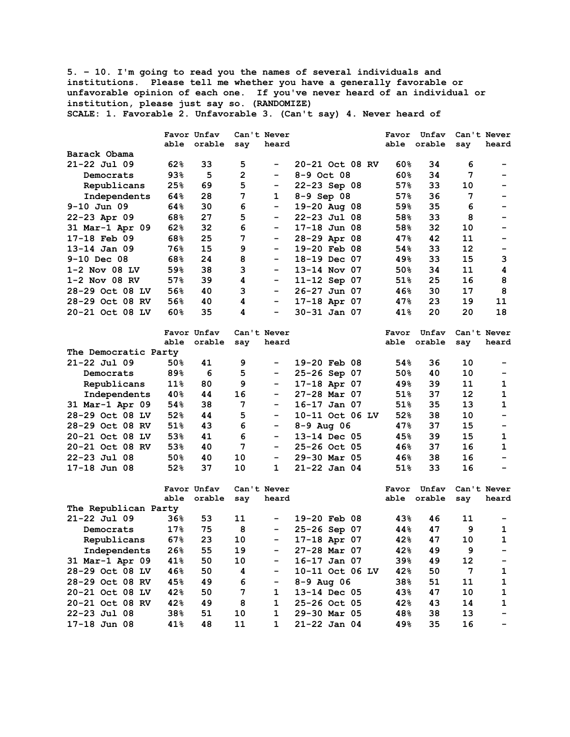5. – 10. I'm going to read you the names of several individuals and institutions. Please tell me whether you have a generally favorable or unfavorable opinion of each one. If you've never heard of an individual or institution, please just say so. (RANDOMIZE)
SCALE: 1. Favorable 2. Unfavorable 3. (Can't say) 4. Never heard of

| | Favorable | Unfavorable | Can't say | Never heard | | Favorable | Unfavorable | Can't say | Never heard |
|---|---|---|---|---|---|---|---|---|---|
| **Barack Obama** | | | | | | | | | |
| 21-22 Jul 09 | 62% | 33 | 5 | - | 20-21 Oct 08 RV | 60% | 34 | 6 | - |
| Democrats | 93% | 5 | 2 | - | 8-9 Oct 08 | 60% | 34 | 7 | - |
| Republicans | 25% | 69 | 5 | - | 22-23 Sep 08 | 57% | 33 | 10 | - |
| Independents | 64% | 28 | 7 | 1 | 8-9 Sep 08 | 57% | 36 | 7 | - |
| 9-10 Jun 09 | 64% | 30 | 6 | - | 19-20 Aug 08 | 59% | 35 | 6 | - |
| 22-23 Apr 09 | 68% | 27 | 5 | - | 22-23 Jul 08 | 58% | 33 | 8 | - |
| 31 Mar-1 Apr 09 | 62% | 32 | 6 | - | 17-18 Jun 08 | 58% | 32 | 10 | - |
| 17-18 Feb 09 | 68% | 25 | 7 | - | 28-29 Apr 08 | 47% | 42 | 11 | - |
| 13-14 Jan 09 | 76% | 15 | 9 | - | 19-20 Feb 08 | 54% | 33 | 12 | - |
| 9-10 Dec 08 | 68% | 24 | 8 | - | 18-19 Dec 07 | 49% | 33 | 15 | 3 |
| 1-2 Nov 08 LV | 59% | 38 | 3 | - | 13-14 Nov 07 | 50% | 34 | 11 | 4 |
| 1-2 Nov 08 RV | 57% | 39 | 4 | - | 11-12 Sep 07 | 51% | 25 | 16 | 8 |
| 28-29 Oct 08 LV | 56% | 40 | 3 | - | 26-27 Jun 07 | 46% | 30 | 17 | 8 |
| 28-29 Oct 08 RV | 56% | 40 | 4 | - | 17-18 Apr 07 | 47% | 23 | 19 | 11 |
| 20-21 Oct 08 LV | 60% | 35 | 4 | - | 30-31 Jan 07 | 41% | 20 | 20 | 18 |

| | Favorable | Unfavorable | Can't say | Never heard | | Favorable | Unfavorable | Can't say | Never heard |
|---|---|---|---|---|---|---|---|---|---|
| **The Democratic Party** | | | | | | | | | |
| 21-22 Jul 09 | 50% | 41 | 9 | - | 19-20 Feb 08 | 54% | 36 | 10 | - |
| Democrats | 89% | 6 | 5 | - | 25-26 Sep 07 | 50% | 40 | 10 | - |
| Republicans | 11% | 80 | 9 | - | 17-18 Apr 07 | 49% | 39 | 11 | 1 |
| Independents | 40% | 44 | 16 | - | 27-28 Mar 07 | 51% | 37 | 12 | 1 |
| 31 Mar-1 Apr 09 | 54% | 38 | 7 | - | 16-17 Jan 07 | 51% | 35 | 13 | 1 |
| 28-29 Oct 08 LV | 52% | 44 | 5 | - | 10-11 Oct 06 LV | 52% | 38 | 10 | - |
| 28-29 Oct 08 RV | 51% | 43 | 6 | - | 8-9 Aug 06 | 47% | 37 | 15 | - |
| 20-21 Oct 08 LV | 53% | 41 | 6 | - | 13-14 Dec 05 | 45% | 39 | 15 | 1 |
| 20-21 Oct 08 RV | 53% | 40 | 7 | - | 25-26 Oct 05 | 46% | 37 | 16 | 1 |
| 22-23 Jul 08 | 50% | 40 | 10 | - | 29-30 Mar 05 | 46% | 38 | 16 | - |
| 17-18 Jun 08 | 52% | 37 | 10 | 1 | 21-22 Jan 04 | 51% | 33 | 16 | - |

| | Favorable | Unfavorable | Can't say | Never heard | | Favorable | Unfavorable | Can't say | Never heard |
|---|---|---|---|---|---|---|---|---|---|
| **The Republican Party** | | | | | | | | | |
| 21-22 Jul 09 | 36% | 53 | 11 | - | 19-20 Feb 08 | 43% | 46 | 11 | - |
| Democrats | 17% | 75 | 8 | - | 25-26 Sep 07 | 44% | 47 | 9 | 1 |
| Republicans | 67% | 23 | 10 | - | 17-18 Apr 07 | 42% | 47 | 10 | 1 |
| Independents | 26% | 55 | 19 | - | 27-28 Mar 07 | 42% | 49 | 9 | - |
| 31 Mar-1 Apr 09 | 41% | 50 | 10 | - | 16-17 Jan 07 | 39% | 49 | 12 | - |
| 28-29 Oct 08 LV | 46% | 50 | 4 | - | 10-11 Oct 06 LV | 42% | 50 | 7 | 1 |
| 28-29 Oct 08 RV | 45% | 49 | 6 | - | 8-9 Aug 06 | 38% | 51 | 11 | 1 |
| 20-21 Oct 08 LV | 42% | 50 | 7 | 1 | 13-14 Dec 05 | 43% | 47 | 10 | 1 |
| 20-21 Oct 08 RV | 42% | 49 | 8 | 1 | 25-26 Oct 05 | 42% | 43 | 14 | 1 |
| 22-23 Jul 08 | 38% | 51 | 10 | 1 | 29-30 Mar 05 | 48% | 38 | 13 | - |
| 17-18 Jun 08 | 41% | 48 | 11 | 1 | 21-22 Jan 04 | 49% | 35 | 16 | - |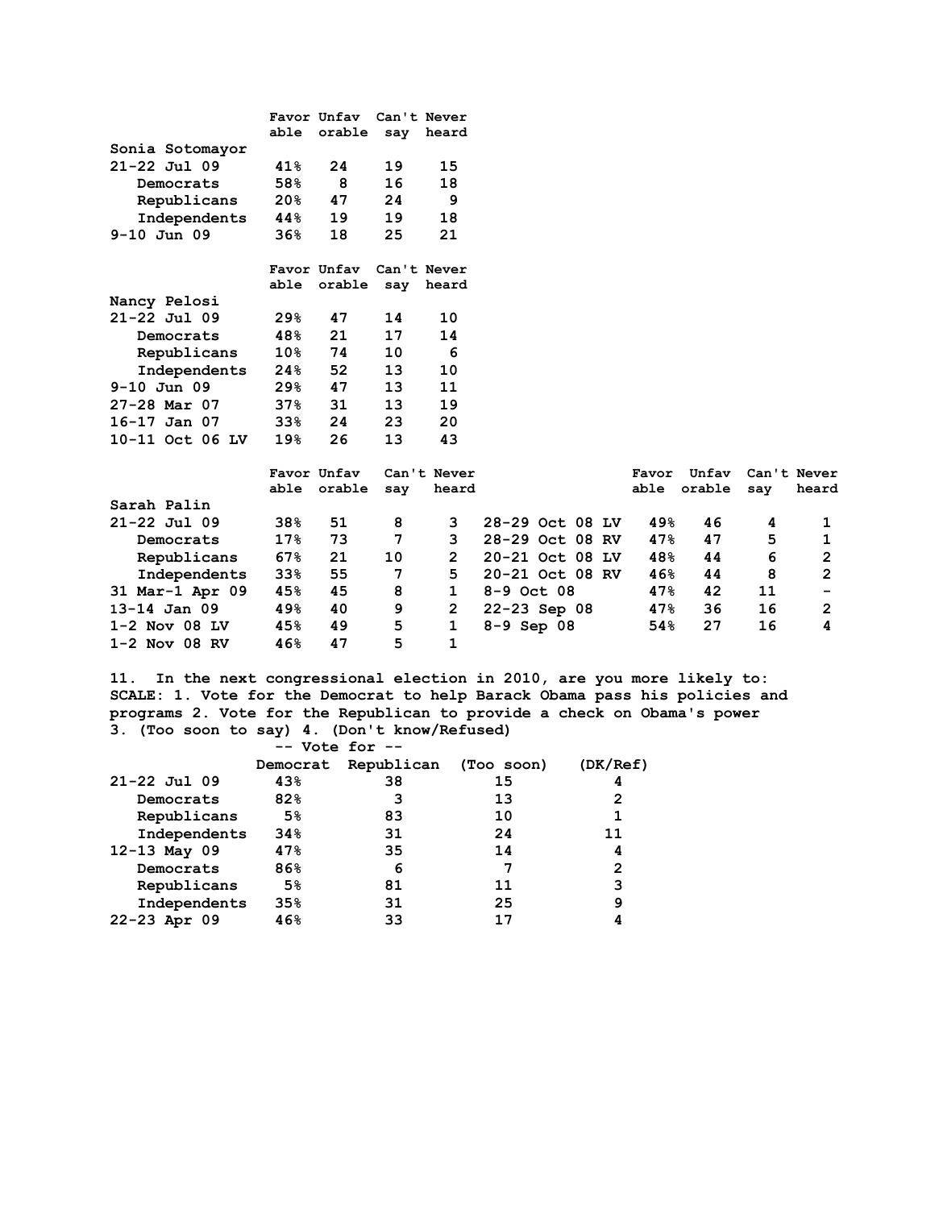| | Favorable | Unfavorable | Can't say | Never heard |
|---|---|---|---|---|
| **Sonia Sotomayor** | | | | |
| 21-22 Jul 09 | 41% | 24 | 19 | 15 |
| Democrats | 58% | 8 | 16 | 18 |
| Republicans | 20% | 47 | 24 | 9 |
| Independents | 44% | 19 | 19 | 18 |
| 9-10 Jun 09 | 36% | 18 | 25 | 21 |

| | Favorable | Unfavorable | Can't say | Never heard |
|---|---|---|---|---|
| **Nancy Pelosi** | | | | |
| 21-22 Jul 09 | 29% | 47 | 14 | 10 |
| Democrats | 48% | 21 | 17 | 14 |
| Republicans | 10% | 74 | 10 | 6 |
| Independents | 24% | 52 | 13 | 10 |
| 9-10 Jun 09 | 29% | 47 | 13 | 11 |
| 27-28 Mar 07 | 37% | 31 | 13 | 19 |
| 16-17 Jan 07 | 33% | 24 | 23 | 20 |
| 10-11 Oct 06 LV | 19% | 26 | 13 | 43 |

| | Favorable | Unfavorable | Can't say | Never heard |
|---|---|---|---|---|
| **Sarah Palin** | | | | |
| 21-22 Jul 09 | 38% | 51 | 8 | 3 |
| Democrats | 17% | 73 | 7 | 3 |
| Republicans | 67% | 21 | 10 | 2 |
| Independents | 33% | 55 | 7 | 5 |
| 31 Mar-1 Apr 09 | 45% | 45 | 8 | 1 |
| 13-14 Jan 09 | 49% | 40 | 9 | 2 |
| 1-2 Nov 08 LV | 45% | 49 | 5 | 1 |
| 1-2 Nov 08 RV | 46% | 47 | 5 | 1 |
| 28-29 Oct 08 LV | 49% | 46 | 4 | 1 |
| 28-29 Oct 08 RV | 47% | 47 | 5 | 1 |
| 20-21 Oct 08 LV | 48% | 44 | 6 | 2 |
| 20-21 Oct 08 RV | 46% | 44 | 8 | 2 |
| 8-9 Oct 08 | 47% | 42 | 11 | - |
| 22-23 Sep 08 | 47% | 36 | 16 | 2 |
| 8-9 Sep 08 | 54% | 27 | 16 | 4 |

**11. In the next congressional election in 2010, are you more likely to:**
**SCALE: 1. Vote for the Democrat to help Barack Obama pass his policies and programs 2. Vote for the Republican to provide a check on Obama's power 3. (Too soon to say) 4. (Don't know/Refused)**

| | -- Vote for -- | | | |
|---|---|---|---|---|
| | Democrat | Republican | (Too soon) | (DK/Ref) |
| 21-22 Jul 09 | 43% | 38 | 15 | 4 |
| Democrats | 82% | 3 | 13 | 2 |
| Republicans | 5% | 83 | 10 | 1 |
| Independents | 34% | 31 | 24 | 11 |
| 12-13 May 09 | 47% | 35 | 14 | 4 |
| Democrats | 86% | 6 | 7 | 2 |
| Republicans | 5% | 81 | 11 | 3 |
| Independents | 35% | 31 | 25 | 9 |
| 22-23 Apr 09 | 46% | 33 | 17 | 4 |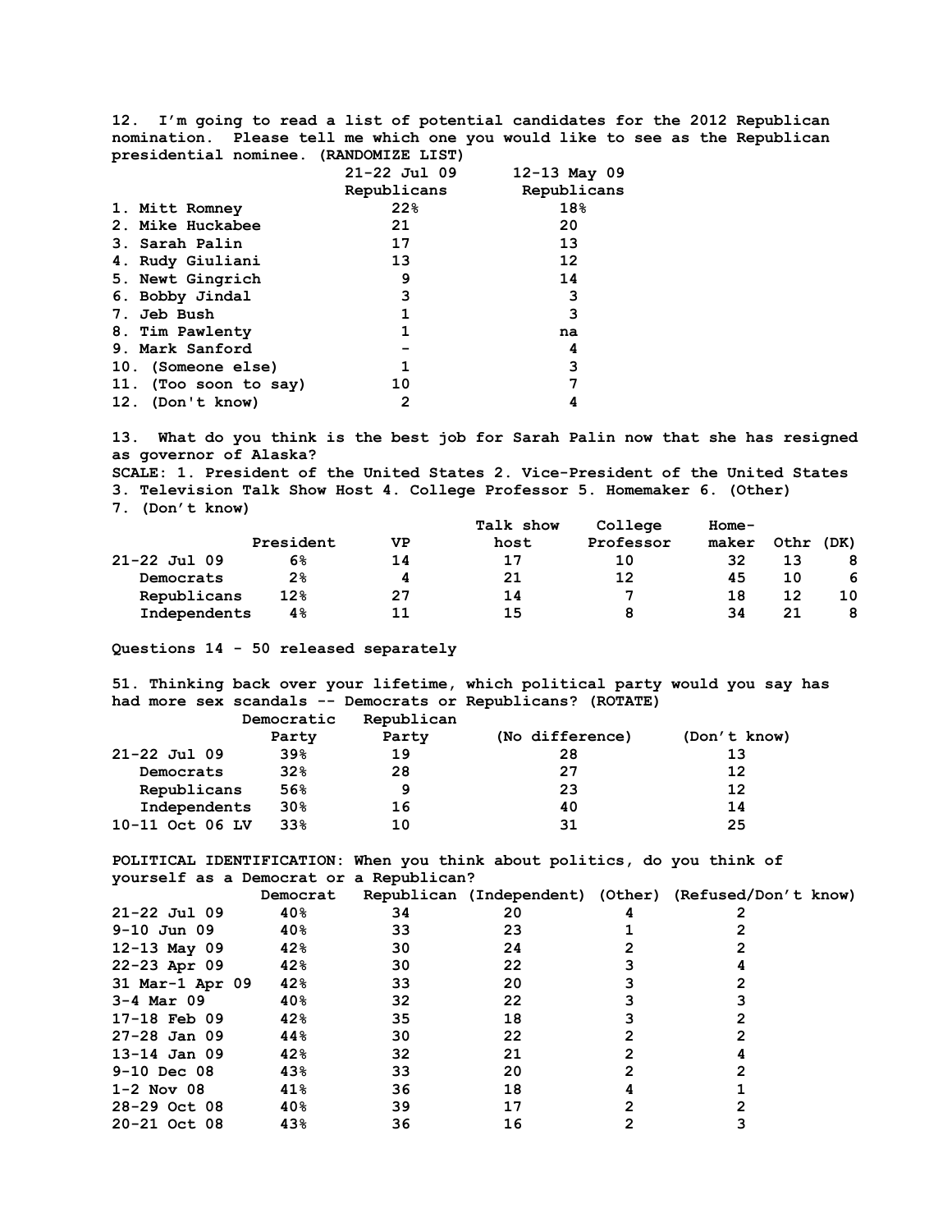**12. I'm going to read a list of potential candidates for the 2012 Republican nomination. Please tell me which one you would like to see as the Republican presidential nominee. (RANDOMIZE LIST)**

| | 21-22 Jul 09 Republicans | 12-13 May 09 Republicans |
|---|---|---|
| 1. Mitt Romney | 22% | 18% |
| 2. Mike Huckabee | 21 | 20 |
| 3. Sarah Palin | 17 | 13 |
| 4. Rudy Giuliani | 13 | 12 |
| 5. Newt Gingrich | 9 | 14 |
| 6. Bobby Jindal | 3 | 3 |
| 7. Jeb Bush | 1 | 3 |
| 8. Tim Pawlenty | 1 | na |
| 9. Mark Sanford | - | 4 |
| 10. (Someone else) | 1 | 3 |
| 11. (Too soon to say) | 10 | 7 |
| 12. (Don't know) | 2 | 4 |

**13. What do you think is the best job for Sarah Palin now that she has resigned as governor of Alaska?**
**SCALE: 1. President of the United States 2. Vice-President of the United States 3. Television Talk Show Host 4. College Professor 5. Homemaker 6. (Other) 7. (Don't know)**

| | President | VP | Talk show host | College Professor | Home-maker | Othr | (DK) |
|---|---|---|---|---|---|---|---|
| 21-22 Jul 09 | 6% | 14 | 17 | 10 | 32 | 13 | 8 |
| Democrats | 2% | 4 | 21 | 12 | 45 | 10 | 6 |
| Republicans | 12% | 27 | 14 | 7 | 18 | 12 | 10 |
| Independents | 4% | 11 | 15 | 8 | 34 | 21 | 8 |

**Questions 14 - 50 released separately**

**51. Thinking back over your lifetime, which political party would you say has had more sex scandals -- Democrats or Republicans? (ROTATE)**

| | Democratic Party | Republican Party | (No difference) | (Don't know) |
|---|---|---|---|---|
| 21-22 Jul 09 | 39% | 19 | 28 | 13 |
| Democrats | 32% | 28 | 27 | 12 |
| Republicans | 56% | 9 | 23 | 12 |
| Independents | 30% | 16 | 40 | 14 |
| 10-11 Oct 06 LV | 33% | 10 | 31 | 25 |

**POLITICAL IDENTIFICATION: When you think about politics, do you think of yourself as a Democrat or a Republican?**

| | Democrat | Republican | (Independent) | (Other) | (Refused/Don't know) |
|---|---|---|---|---|---|
| 21-22 Jul 09 | 40% | 34 | 20 | 4 | 2 |
| 9-10 Jun 09 | 40% | 33 | 23 | 1 | 2 |
| 12-13 May 09 | 42% | 30 | 24 | 2 | 2 |
| 22-23 Apr 09 | 42% | 30 | 22 | 3 | 4 |
| 31 Mar-1 Apr 09 | 42% | 33 | 20 | 3 | 2 |
| 3-4 Mar 09 | 40% | 32 | 22 | 3 | 3 |
| 17-18 Feb 09 | 42% | 35 | 18 | 3 | 2 |
| 27-28 Jan 09 | 44% | 30 | 22 | 2 | 2 |
| 13-14 Jan 09 | 42% | 32 | 21 | 2 | 4 |
| 9-10 Dec 08 | 43% | 33 | 20 | 2 | 2 |
| 1-2 Nov 08 | 41% | 36 | 18 | 4 | 1 |
| 28-29 Oct 08 | 40% | 39 | 17 | 2 | 2 |
| 20-21 Oct 08 | 43% | 36 | 16 | 2 | 3 |